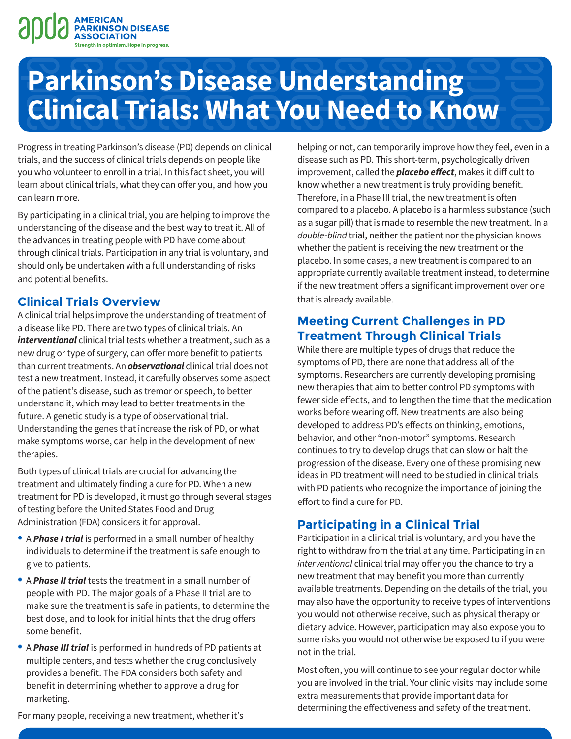AMERICAN PARKINSON DISEASE ASSOCIATION

Strength in optimism. Hope in progress.

# Parkinson's Disease Understanding Clinical Trials: What You Need to Know

Progress in treating Parkinson's disease (PD) depends on clinical trials, and the success of clinical trials depends on people like you who volunteer to enroll in a trial. In this fact sheet, you will learn about clinical trials, what they can offer you, and how you can learn more.

By participating in a clinical trial, you are helping to improve the understanding of the disease and the best way to treat it. All of the advances in treating people with PD have come about through clinical trials. Participation in any trial is voluntary, and should only be undertaken with a full understanding of risks and potential benefits.

## Clinical Trials Overview

A clinical trial helps improve the understanding of treatment of a disease like PD. There are two types of clinical trials. An ***interventional*** clinical trial tests whether a treatment, such as a new drug or type of surgery, can offer more benefit to patients than current treatments. An ***observational*** clinical trial does not test a new treatment. Instead, it carefully observes some aspect of the patient's disease, such as tremor or speech, to better understand it, which may lead to better treatments in the future. A genetic study is a type of observational trial. Understanding the genes that increase the risk of PD, or what make symptoms worse, can help in the development of new therapies.

Both types of clinical trials are crucial for advancing the treatment and ultimately finding a cure for PD. When a new treatment for PD is developed, it must go through several stages of testing before the United States Food and Drug Administration (FDA) considers it for approval.

- A ***Phase I trial*** is performed in a small number of healthy individuals to determine if the treatment is safe enough to give to patients.
- A ***Phase II trial*** tests the treatment in a small number of people with PD. The major goals of a Phase II trial are to make sure the treatment is safe in patients, to determine the best dose, and to look for initial hints that the drug offers some benefit.
- A ***Phase III trial*** is performed in hundreds of PD patients at multiple centers, and tests whether the drug conclusively provides a benefit. The FDA considers both safety and benefit in determining whether to approve a drug for marketing.

For many people, receiving a new treatment, whether it's helping or not, can temporarily improve how they feel, even in a disease such as PD. This short-term, psychologically driven improvement, called the ***placebo effect***, makes it difficult to know whether a new treatment is truly providing benefit. Therefore, in a Phase III trial, the new treatment is often compared to a placebo. A placebo is a harmless substance (such as a sugar pill) that is made to resemble the new treatment. In a *double-blind* trial, neither the patient nor the physician knows whether the patient is receiving the new treatment or the placebo. In some cases, a new treatment is compared to an appropriate currently available treatment instead, to determine if the new treatment offers a significant improvement over one that is already available.

## Meeting Current Challenges in PD Treatment Through Clinical Trials

While there are multiple types of drugs that reduce the symptoms of PD, there are none that address all of the symptoms. Researchers are currently developing promising new therapies that aim to better control PD symptoms with fewer side effects, and to lengthen the time that the medication works before wearing off. New treatments are also being developed to address PD's effects on thinking, emotions, behavior, and other "non-motor" symptoms. Research continues to try to develop drugs that can slow or halt the progression of the disease. Every one of these promising new ideas in PD treatment will need to be studied in clinical trials with PD patients who recognize the importance of joining the effort to find a cure for PD.

## Participating in a Clinical Trial

Participation in a clinical trial is voluntary, and you have the right to withdraw from the trial at any time. Participating in an *interventional* clinical trial may offer you the chance to try a new treatment that may benefit you more than currently available treatments. Depending on the details of the trial, you may also have the opportunity to receive types of interventions you would not otherwise receive, such as physical therapy or dietary advice. However, participation may also expose you to some risks you would not otherwise be exposed to if you were not in the trial.

Most often, you will continue to see your regular doctor while you are involved in the trial. Your clinic visits may include some extra measurements that provide important data for determining the effectiveness and safety of the treatment.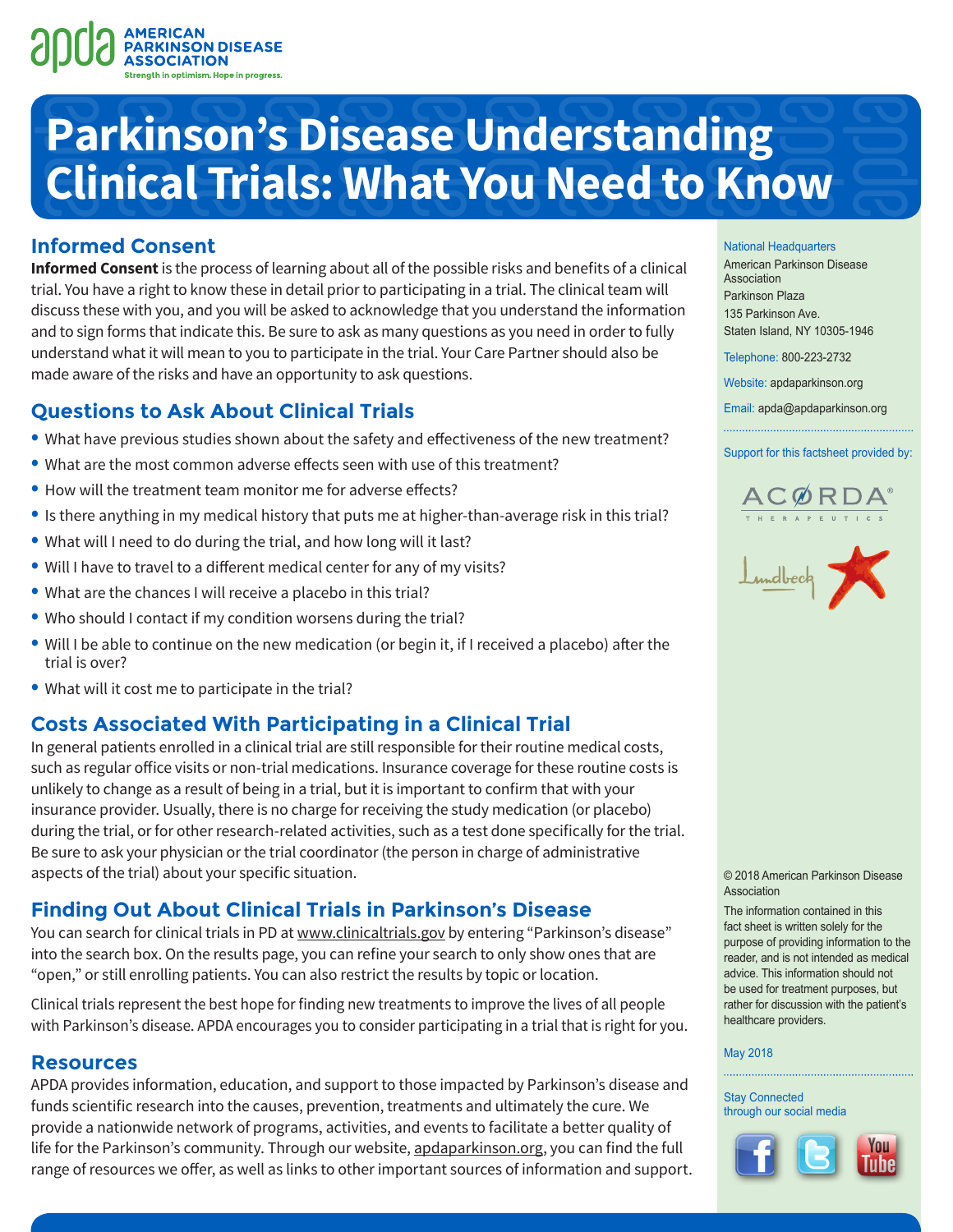# Parkinson's Disease Understanding Clinical Trials: What You Need to Know

## Informed Consent

**Informed Consent** is the process of learning about all of the possible risks and benefits of a clinical trial. You have a right to know these in detail prior to participating in a trial. The clinical team will discuss these with you, and you will be asked to acknowledge that you understand the information and to sign forms that indicate this. Be sure to ask as many questions as you need in order to fully understand what it will mean to you to participate in the trial. Your Care Partner should also be made aware of the risks and have an opportunity to ask questions.

## Questions to Ask About Clinical Trials

- What have previous studies shown about the safety and effectiveness of the new treatment?
- What are the most common adverse effects seen with use of this treatment?
- How will the treatment team monitor me for adverse effects?
- Is there anything in my medical history that puts me at higher-than-average risk in this trial?
- What will I need to do during the trial, and how long will it last?
- Will I have to travel to a different medical center for any of my visits?
- What are the chances I will receive a placebo in this trial?
- Who should I contact if my condition worsens during the trial?
- Will I be able to continue on the new medication (or begin it, if I received a placebo) after the trial is over?
- What will it cost me to participate in the trial?

## Costs Associated With Participating in a Clinical Trial

In general patients enrolled in a clinical trial are still responsible for their routine medical costs, such as regular office visits or non-trial medications. Insurance coverage for these routine costs is unlikely to change as a result of being in a trial, but it is important to confirm that with your insurance provider. Usually, there is no charge for receiving the study medication (or placebo) during the trial, or for other research-related activities, such as a test done specifically for the trial. Be sure to ask your physician or the trial coordinator (the person in charge of administrative aspects of the trial) about your specific situation.

## Finding Out About Clinical Trials in Parkinson's Disease

You can search for clinical trials in PD at www.clinicaltrials.gov by entering "Parkinson's disease" into the search box. On the results page, you can refine your search to only show ones that are "open," or still enrolling patients. You can also restrict the results by topic or location.

Clinical trials represent the best hope for finding new treatments to improve the lives of all people with Parkinson's disease. APDA encourages you to consider participating in a trial that is right for you.

## Resources

APDA provides information, education, and support to those impacted by Parkinson's disease and funds scientific research into the causes, prevention, treatments and ultimately the cure. We provide a nationwide network of programs, activities, and events to facilitate a better quality of life for the Parkinson's community. Through our website, apdaparkinson.org, you can find the full range of resources we offer, as well as links to other important sources of information and support.

---

National Headquarters
American Parkinson Disease Association
Parkinson Plaza
135 Parkinson Ave.
Staten Island, NY 10305-1946

Telephone: 800-223-2732

Website: apdaparkinson.org

Email: apda@apdaparkinson.org

Support for this factsheet provided by:

ACORDA THERAPEUTICS

Lundbeck

© 2018 American Parkinson Disease Association

The information contained in this fact sheet is written solely for the purpose of providing information to the reader, and is not intended as medical advice. This information should not be used for treatment purposes, but rather for discussion with the patient's healthcare providers.

May 2018

Stay Connected through our social media